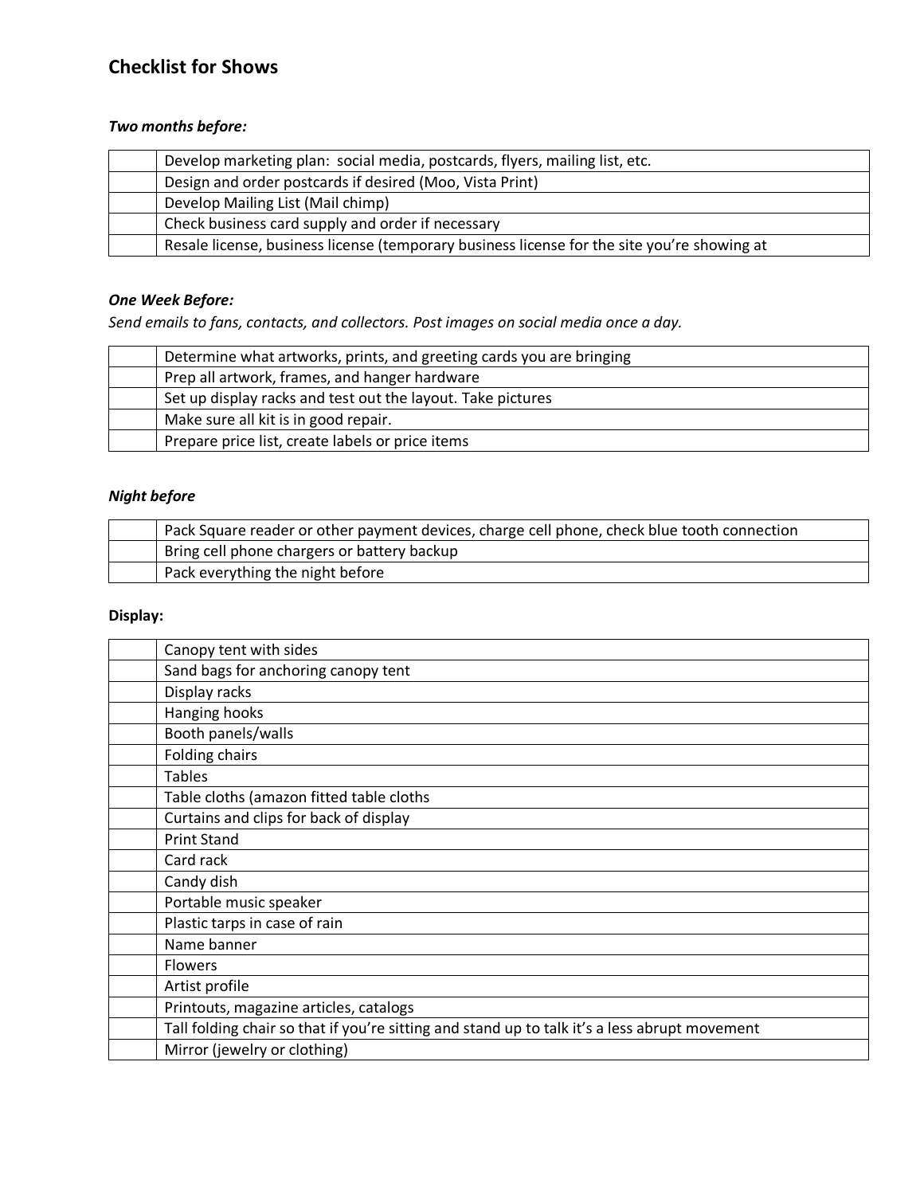# Checklist for Shows

### *Two months before:*

| | |
|---|---|
| | Develop marketing plan:  social media, postcards, flyers, mailing list, etc. |
| | Design and order postcards if desired (Moo, Vista Print) |
| | Develop Mailing List (Mail chimp) |
| | Check business card supply and order if necessary |
| | Resale license, business license (temporary business license for the site you're showing at |

### *One Week Before:*

*Send emails to fans, contacts, and collectors. Post images on social media once a day.*

| | |
|---|---|
| | Determine what artworks, prints, and greeting cards you are bringing |
| | Prep all artwork, frames, and hanger hardware |
| | Set up display racks and test out the layout. Take pictures |
| | Make sure all kit is in good repair. |
| | Prepare price list, create labels or price items |

### *Night before*

| | |
|---|---|
| | Pack Square reader or other payment devices, charge cell phone, check blue tooth connection |
| | Bring cell phone chargers or battery backup |
| | Pack everything the night before |

### Display:

| | |
|---|---|
| | Canopy tent with sides |
| | Sand bags for anchoring canopy tent |
| | Display racks |
| | Hanging hooks |
| | Booth panels/walls |
| | Folding chairs |
| | Tables |
| | Table cloths (amazon fitted table cloths |
| | Curtains and clips for back of display |
| | Print Stand |
| | Card rack |
| | Candy dish |
| | Portable music speaker |
| | Plastic tarps in case of rain |
| | Name banner |
| | Flowers |
| | Artist profile |
| | Printouts, magazine articles, catalogs |
| | Tall folding chair so that if you're sitting and stand up to talk it's a less abrupt movement |
| | Mirror (jewelry or clothing) |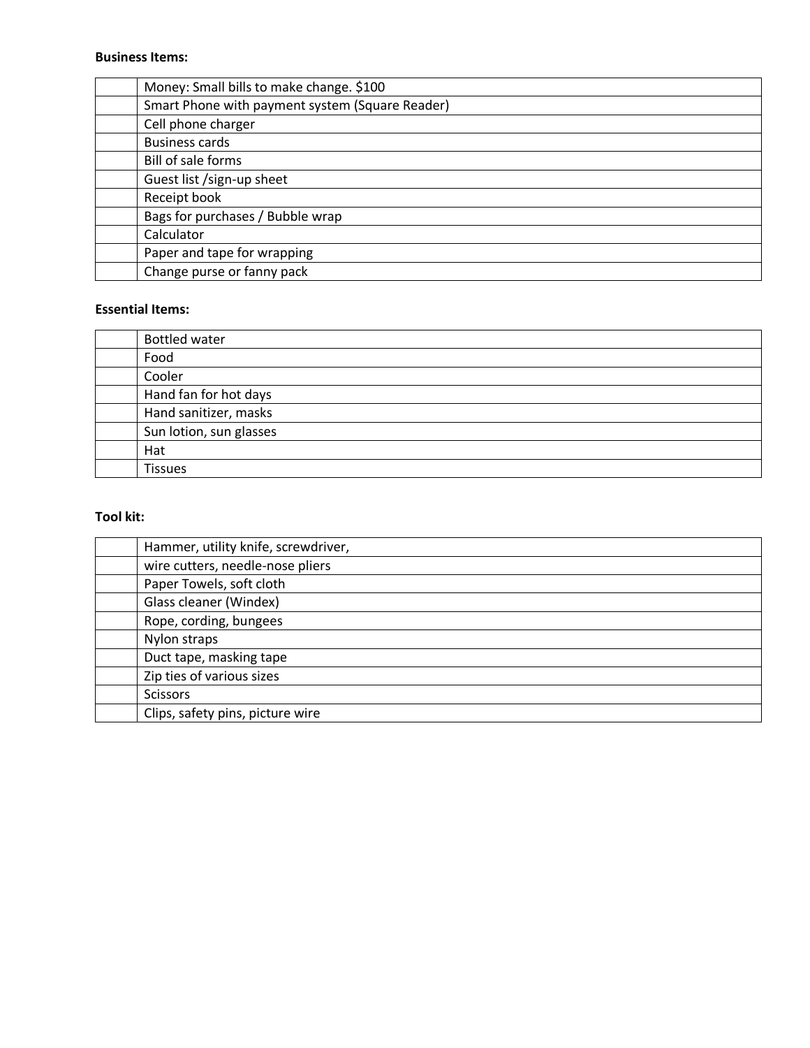**Business Items:**

| | |
|---|---|
| | Money: Small bills to make change. $100 |
| | Smart Phone with payment system (Square Reader) |
| | Cell phone charger |
| | Business cards |
| | Bill of sale forms |
| | Guest list /sign-up sheet |
| | Receipt book |
| | Bags for purchases / Bubble wrap |
| | Calculator |
| | Paper and tape for wrapping |
| | Change purse or fanny pack |

**Essential Items:**

| | |
|---|---|
| | Bottled water |
| | Food |
| | Cooler |
| | Hand fan for hot days |
| | Hand sanitizer, masks |
| | Sun lotion, sun glasses |
| | Hat |
| | Tissues |

**Tool kit:**

| | |
|---|---|
| | Hammer, utility knife, screwdriver, |
| | wire cutters, needle-nose pliers |
| | Paper Towels, soft cloth |
| | Glass cleaner (Windex) |
| | Rope, cording, bungees |
| | Nylon straps |
| | Duct tape, masking tape |
| | Zip ties of various sizes |
| | Scissors |
| | Clips, safety pins, picture wire |